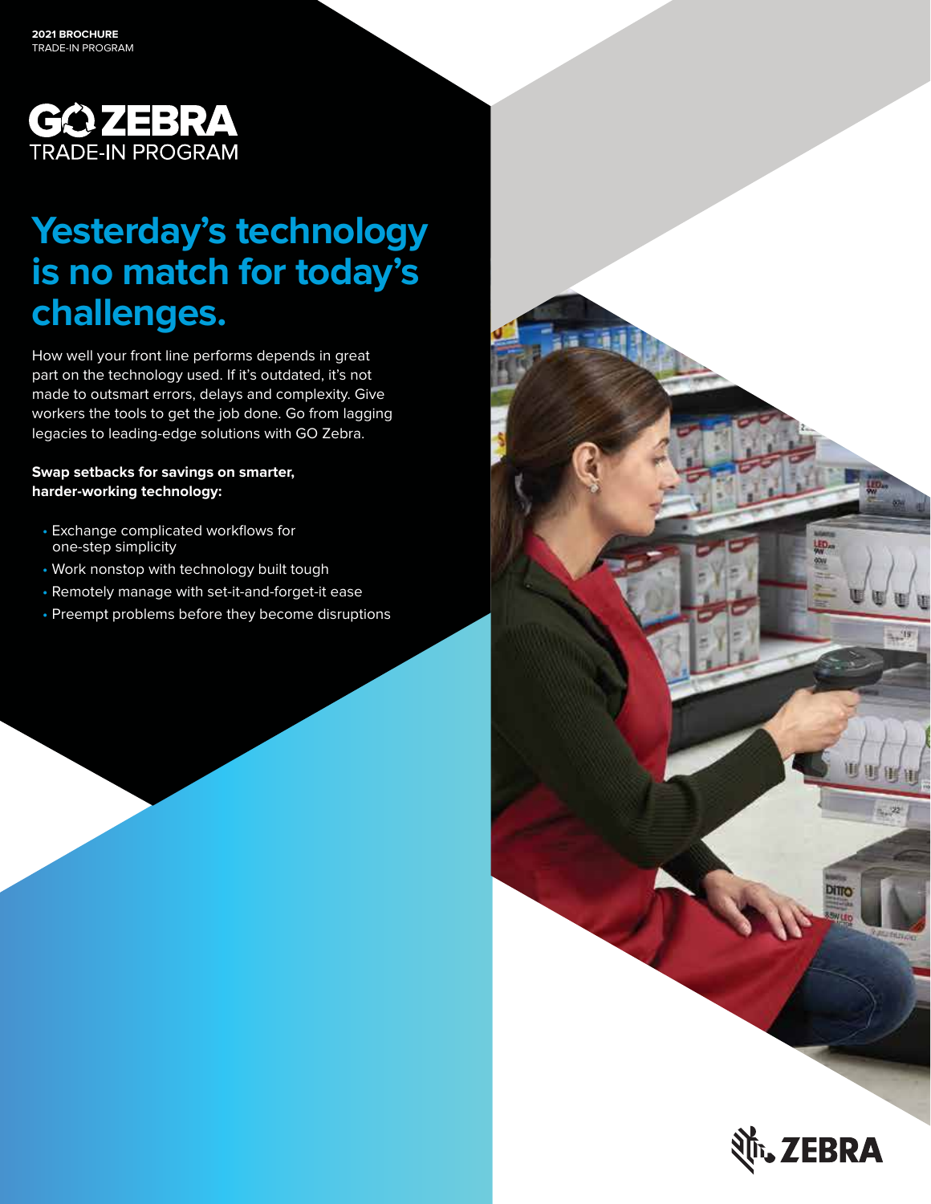**2021 BROCHURE**
TRADE-IN PROGRAM

# GO ZEBRA
TRADE-IN PROGRAM

## Yesterday's technology is no match for today's challenges.

How well your front line performs depends in great part on the technology used. If it's outdated, it's not made to outsmart errors, delays and complexity. Give workers the tools to get the job done. Go from lagging legacies to leading-edge solutions with GO Zebra.

**Swap setbacks for savings on smarter, harder-working technology:**

- Exchange complicated workflows for one-step simplicity
- Work nonstop with technology built tough
- Remotely manage with set-it-and-forget-it ease
- Preempt problems before they become disruptions

ZEBRA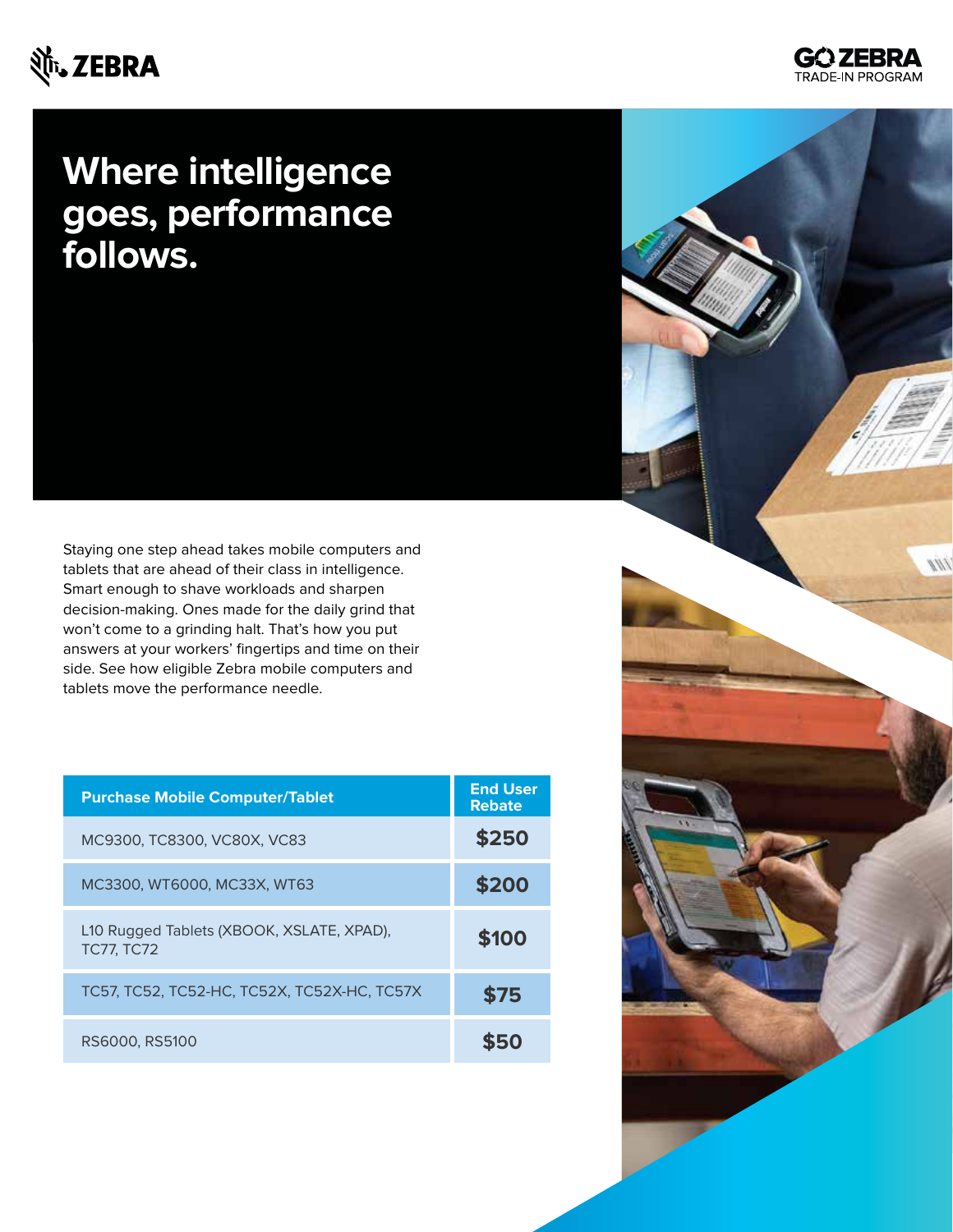# Where intelligence goes, performance follows.

Staying one step ahead takes mobile computers and tablets that are ahead of their class in intelligence. Smart enough to shave workloads and sharpen decision-making. Ones made for the daily grind that won't come to a grinding halt. That's how you put answers at your workers' fingertips and time on their side. See how eligible Zebra mobile computers and tablets move the performance needle.

| Purchase Mobile Computer/Tablet | End User Rebate |
| --- | --- |
| MC9300, TC8300, VC80X, VC83 | **$250** |
| MC3300, WT6000, MC33X, WT63 | **$200** |
| L10 Rugged Tablets (XBOOK, XSLATE, XPAD), TC77, TC72 | **$100** |
| TC57, TC52, TC52-HC, TC52X, TC52X-HC, TC57X | **$75** |
| RS6000, RS5100 | **$50** |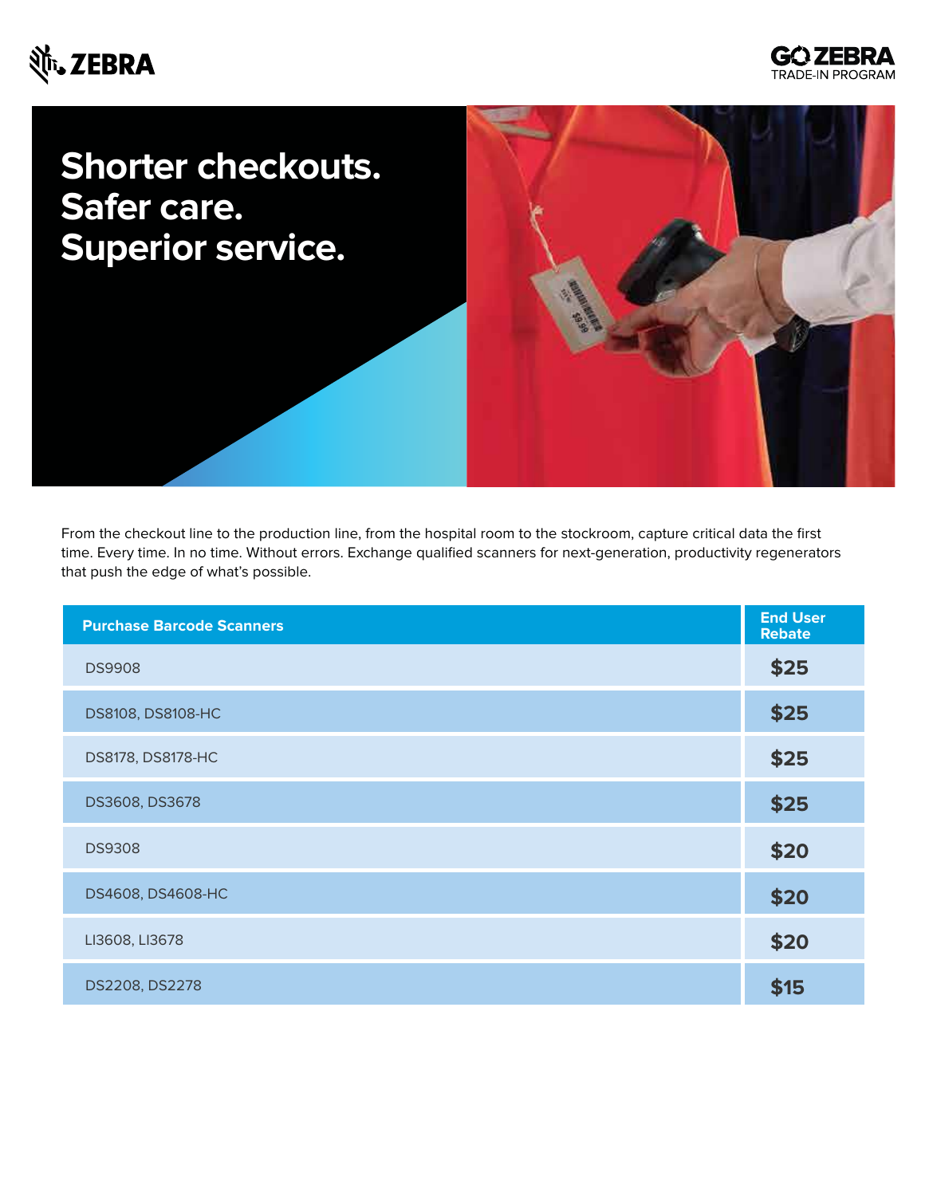ZEBRA

GO ZEBRA TRADE-IN PROGRAM

# Shorter checkouts. Safer care. Superior service.

From the checkout line to the production line, from the hospital room to the stockroom, capture critical data the first time. Every time. In no time. Without errors. Exchange qualified scanners for next-generation, productivity regenerators that push the edge of what's possible.

| Purchase Barcode Scanners | End User Rebate |
| --- | --- |
| DS9908 | $25 |
| DS8108, DS8108-HC | $25 |
| DS8178, DS8178-HC | $25 |
| DS3608, DS3678 | $25 |
| DS9308 | $20 |
| DS4608, DS4608-HC | $20 |
| LI3608, LI3678 | $20 |
| DS2208, DS2278 | $15 |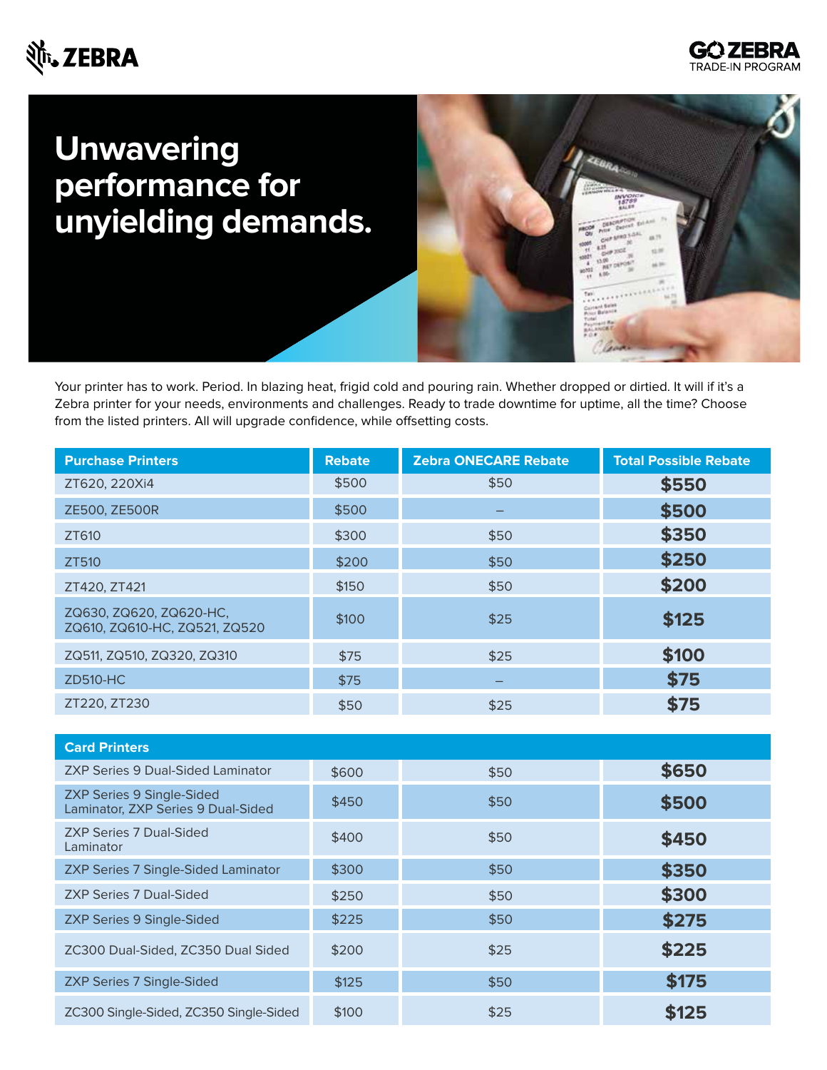# Unwavering performance for unyielding demands.

Your printer has to work. Period. In blazing heat, frigid cold and pouring rain. Whether dropped or dirtied. It will if it's a Zebra printer for your needs, environments and challenges. Ready to trade downtime for uptime, all the time? Choose from the listed printers. All will upgrade confidence, while offsetting costs.

| Purchase Printers | Rebate | Zebra ONECARE Rebate | Total Possible Rebate |
|---|---|---|---|
| ZT620, 220Xi4 | $500 | $50 | **$550** |
| ZE500, ZE500R | $500 | – | **$500** |
| ZT610 | $300 | $50 | **$350** |
| ZT510 | $200 | $50 | **$250** |
| ZT420, ZT421 | $150 | $50 | **$200** |
| ZQ630, ZQ620, ZQ620-HC, ZQ610, ZQ610-HC, ZQ521, ZQ520 | $100 | $25 | **$125** |
| ZQ511, ZQ510, ZQ320, ZQ310 | $75 | $25 | **$100** |
| ZD510-HC | $75 | – | **$75** |
| ZT220, ZT230 | $50 | $25 | **$75** |

| Card Printers | | | |
|---|---|---|---|
| ZXP Series 9 Dual-Sided Laminator | $600 | $50 | **$650** |
| ZXP Series 9 Single-Sided Laminator, ZXP Series 9 Dual-Sided | $450 | $50 | **$500** |
| ZXP Series 7 Dual-Sided Laminator | $400 | $50 | **$450** |
| ZXP Series 7 Single-Sided Laminator | $300 | $50 | **$350** |
| ZXP Series 7 Dual-Sided | $250 | $50 | **$300** |
| ZXP Series 9 Single-Sided | $225 | $50 | **$275** |
| ZC300 Dual-Sided, ZC350 Dual Sided | $200 | $25 | **$225** |
| ZXP Series 7 Single-Sided | $125 | $50 | **$175** |
| ZC300 Single-Sided, ZC350 Single-Sided | $100 | $25 | **$125** |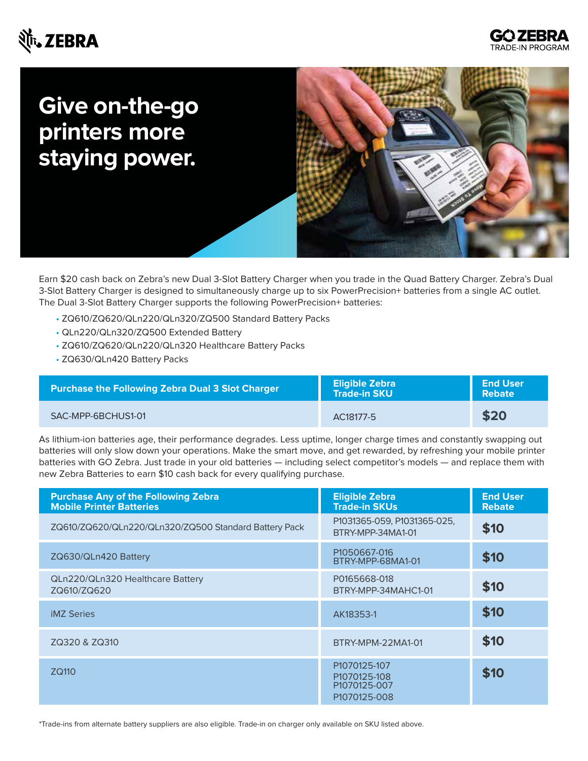# Give on-the-go printers more staying power.

Earn $20 cash back on Zebra's new Dual 3-Slot Battery Charger when you trade in the Quad Battery Charger. Zebra's Dual 3-Slot Battery Charger is designed to simultaneously charge up to six PowerPrecision+ batteries from a single AC outlet. The Dual 3-Slot Battery Charger supports the following PowerPrecision+ batteries:

- ZQ610/ZQ620/QLn220/QLn320/ZQ500 Standard Battery Packs
- QLn220/QLn320/ZQ500 Extended Battery
- ZQ610/ZQ620/QLn220/QLn320 Healthcare Battery Packs
- ZQ630/QLn420 Battery Packs

| Purchase the Following Zebra Dual 3 Slot Charger | Eligible Zebra Trade-in SKU | End User Rebate |
|---|---|---|
| SAC-MPP-6BCHUS1-01 | AC18177-5 | $20 |

As lithium-ion batteries age, their performance degrades. Less uptime, longer charge times and constantly swapping out batteries will only slow down your operations. Make the smart move, and get rewarded, by refreshing your mobile printer batteries with GO Zebra. Just trade in your old batteries — including select competitor's models — and replace them with new Zebra Batteries to earn $10 cash back for every qualifying purchase.

| Purchase Any of the Following Zebra Mobile Printer Batteries | Eligible Zebra Trade-in SKUs | End User Rebate |
|---|---|---|
| ZQ610/ZQ620/QLn220/QLn320/ZQ500 Standard Battery Pack | P1031365-059, P1031365-025, BTRY-MPP-34MA1-01 | $10 |
| ZQ630/QLn420 Battery | P1050667-016 BTRY-MPP-68MA1-01 | $10 |
| QLn220/QLn320 Healthcare Battery ZQ610/ZQ620 | P0165668-018 BTRY-MPP-34MAHC1-01 | $10 |
| iMZ Series | AK18353-1 | $10 |
| ZQ320 & ZQ310 | BTRY-MPM-22MA1-01 | $10 |
| ZQ110 | P1070125-107 P1070125-108 P1070125-007 P1070125-008 | $10 |

*Trade-ins from alternate battery suppliers are also eligible. Trade-in on charger only available on SKU listed above.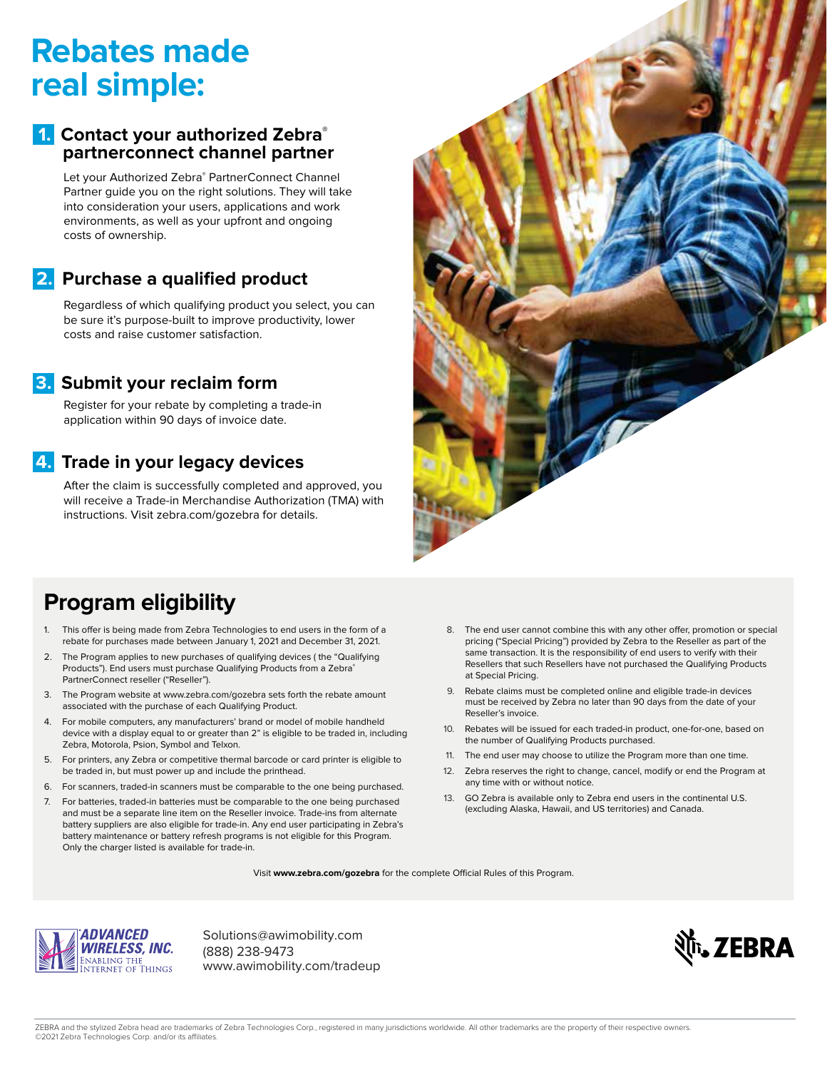# Rebates made real simple:

## 1. Contact your authorized Zebra® partnerconnect channel partner

Let your Authorized Zebra® PartnerConnect Channel Partner guide you on the right solutions. They will take into consideration your users, applications and work environments, as well as your upfront and ongoing costs of ownership.

## 2. Purchase a qualified product

Regardless of which qualifying product you select, you can be sure it's purpose-built to improve productivity, lower costs and raise customer satisfaction.

## 3. Submit your reclaim form

Register for your rebate by completing a trade-in application within 90 days of invoice date.

## 4. Trade in your legacy devices

After the claim is successfully completed and approved, you will receive a Trade-in Merchandise Authorization (TMA) with instructions. Visit zebra.com/gozebra for details.

## Program eligibility

1. This offer is being made from Zebra Technologies to end users in the form of a rebate for purchases made between January 1, 2021 and December 31, 2021.
2. The Program applies to new purchases of qualifying devices ( the "Qualifying Products"). End users must purchase Qualifying Products from a Zebra® PartnerConnect reseller ("Reseller").
3. The Program website at www.zebra.com/gozebra sets forth the rebate amount associated with the purchase of each Qualifying Product.
4. For mobile computers, any manufacturers' brand or model of mobile handheld device with a display equal to or greater than 2" is eligible to be traded in, including Zebra, Motorola, Psion, Symbol and Telxon.
5. For printers, any Zebra or competitive thermal barcode or card printer is eligible to be traded in, but must power up and include the printhead.
6. For scanners, traded-in scanners must be comparable to the one being purchased.
7. For batteries, traded-in batteries must be comparable to the one being purchased and must be a separate line item on the Reseller invoice. Trade-ins from alternate battery suppliers are also eligible for trade-in. Any end user participating in Zebra's battery maintenance or battery refresh programs is not eligible for this Program. Only the charger listed is available for trade-in.
8. The end user cannot combine this with any other offer, promotion or special pricing ("Special Pricing") provided by Zebra to the Reseller as part of the same transaction. It is the responsibility of end users to verify with their Resellers that such Resellers have not purchased the Qualifying Products at Special Pricing.
9. Rebate claims must be completed online and eligible trade-in devices must be received by Zebra no later than 90 days from the date of your Reseller's invoice.
10. Rebates will be issued for each traded-in product, one-for-one, based on the number of Qualifying Products purchased.
11. The end user may choose to utilize the Program more than one time.
12. Zebra reserves the right to change, cancel, modify or end the Program at any time with or without notice.
13. GO Zebra is available only to Zebra end users in the continental U.S. (excluding Alaska, Hawaii, and US territories) and Canada.

Visit **www.zebra.com/gozebra** for the complete Official Rules of this Program.

ADVANCED WIRELESS, INC.
Enabling the Internet of Things

Solutions@awimobility.com
(888) 238-9473
www.awimobility.com/tradeup

ZEBRA

ZEBRA and the stylized Zebra head are trademarks of Zebra Technologies Corp., registered in many jurisdictions worldwide. All other trademarks are the property of their respective owners. ©2021 Zebra Technologies Corp. and/or its affiliates.